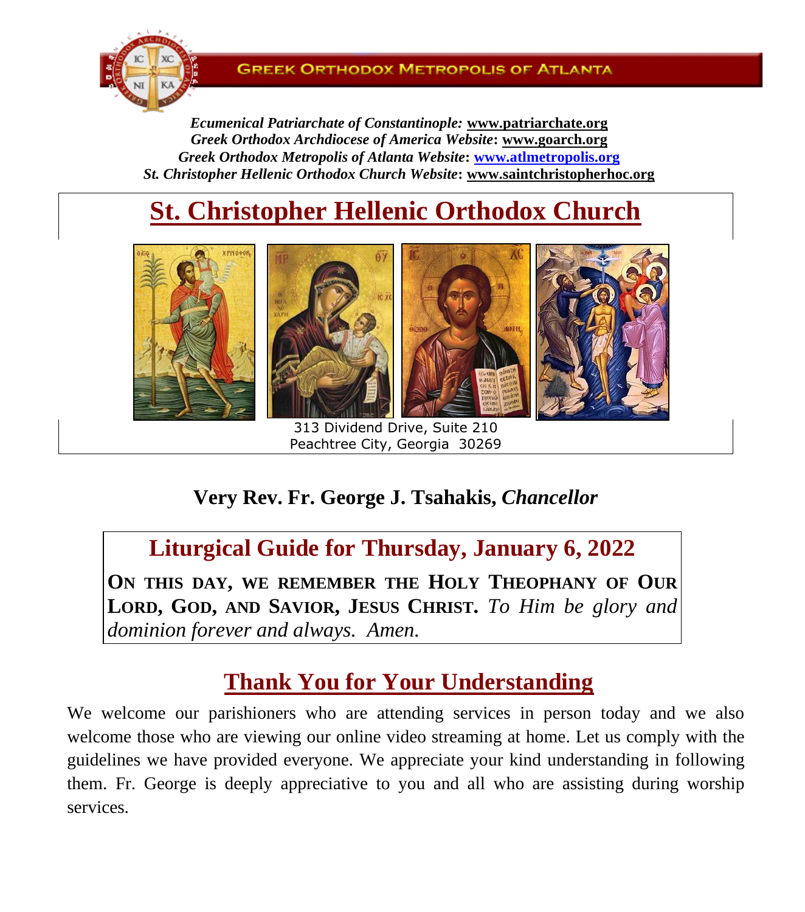GREEK ORTHODOX METROPOLIS OF ATLANTA

*Ecumenical Patriarchate of Constantinople:* www.patriarchate.org
*Greek Orthodox Archdiocese of America Website*: www.goarch.org
*Greek Orthodox Metropolis of Atlanta Website*: www.atlmetropolis.org
*St. Christopher Hellenic Orthodox Church Website*: www.saintchristopherhoc.org

# St. Christopher Hellenic Orthodox Church

313 Dividend Drive, Suite 210
Peachtree City, Georgia 30269

**Very Rev. Fr. George J. Tsahakis, *Chancellor***

## Liturgical Guide for Thursday, January 6, 2022

**ON THIS DAY, WE REMEMBER THE HOLY THEOPHANY OF OUR LORD, GOD, AND SAVIOR, JESUS CHRIST.** *To Him be glory and dominion forever and always. Amen.*

## Thank You for Your Understanding

We welcome our parishioners who are attending services in person today and we also welcome those who are viewing our online video streaming at home. Let us comply with the guidelines we have provided everyone. We appreciate your kind understanding in following them. Fr. George is deeply appreciative to you and all who are assisting during worship services.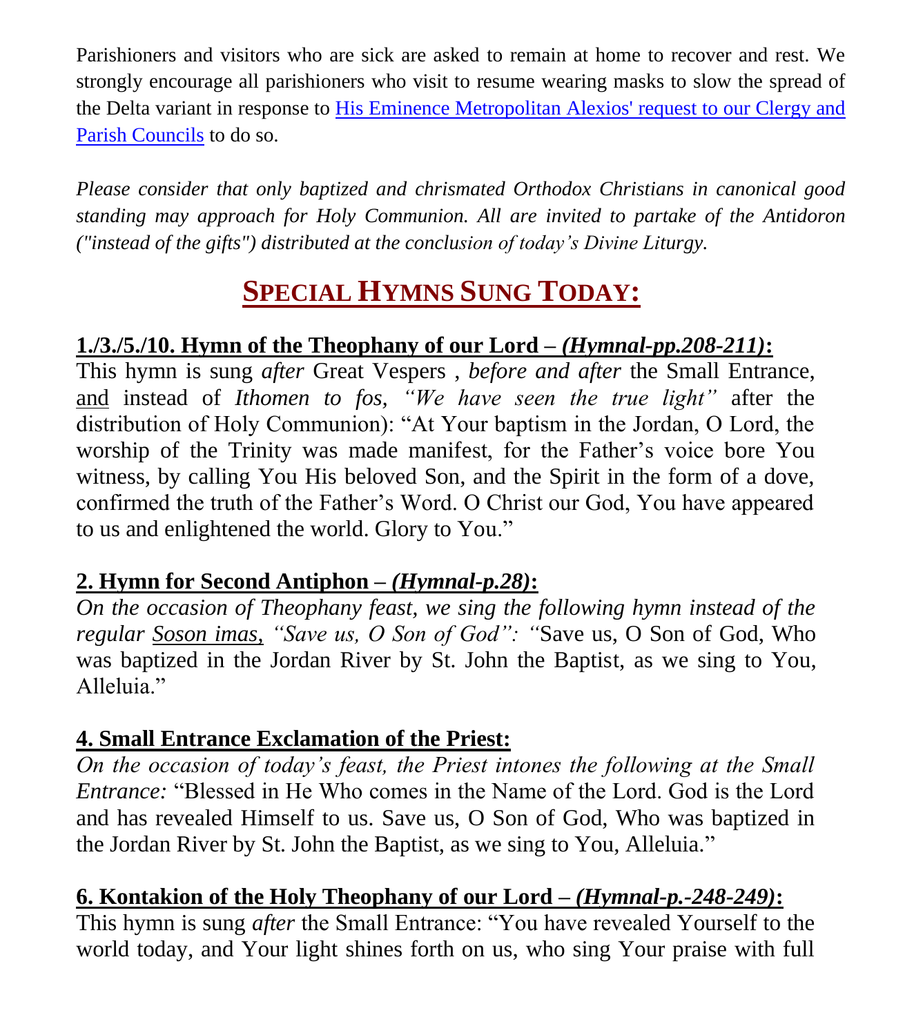Parishioners and visitors who are sick are asked to remain at home to recover and rest. We strongly encourage all parishioners who visit to resume wearing masks to slow the spread of the Delta variant in response to His Eminence Metropolitan Alexios' request to our Clergy and Parish Councils to do so.

*Please consider that only baptized and chrismated Orthodox Christians in canonical good standing may approach for Holy Communion. All are invited to partake of the Antidoron ("instead of the gifts") distributed at the conclusion of today's Divine Liturgy.*

## SPECIAL HYMNS SUNG TODAY:

**1./3./5./10. Hymn of the Theophany of our Lord – *(Hymnal-pp.208-211)*:**
This hymn is sung *after* Great Vespers , *before and after* the Small Entrance, and instead of *Ithomen to fos, "We have seen the true light"* after the distribution of Holy Communion): "At Your baptism in the Jordan, O Lord, the worship of the Trinity was made manifest, for the Father's voice bore You witness, by calling You His beloved Son, and the Spirit in the form of a dove, confirmed the truth of the Father's Word. O Christ our God, You have appeared to us and enlightened the world. Glory to You."

**2. Hymn for Second Antiphon – *(Hymnal-p.28)*:**
*On the occasion of Theophany feast, we sing the following hymn instead of the regular Soson imas, "Save us, O Son of God": "*Save us, O Son of God, Who was baptized in the Jordan River by St. John the Baptist, as we sing to You, Alleluia."

**4. Small Entrance Exclamation of the Priest:**
*On the occasion of today's feast, the Priest intones the following at the Small Entrance:* "Blessed in He Who comes in the Name of the Lord. God is the Lord and has revealed Himself to us. Save us, O Son of God, Who was baptized in the Jordan River by St. John the Baptist, as we sing to You, Alleluia."

**6. Kontakion of the Holy Theophany of our Lord – *(Hymnal-p.-248-249)*:**
This hymn is sung *after* the Small Entrance: "You have revealed Yourself to the world today, and Your light shines forth on us, who sing Your praise with full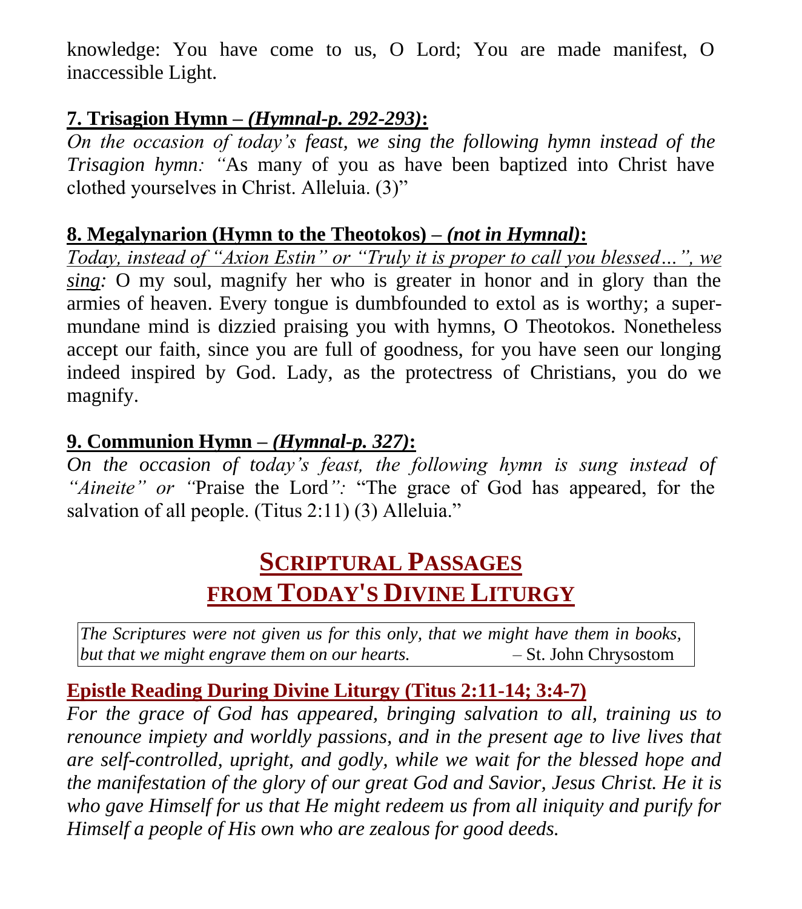knowledge: You have come to us, O Lord; You are made manifest, O inaccessible Light.

**7. Trisagion Hymn – *(Hymnal-p. 292-293)*:**

*On the occasion of today's feast, we sing the following hymn instead of the Trisagion hymn: "*As many of you as have been baptized into Christ have clothed yourselves in Christ. Alleluia. (3)"

**8. Megalynarion (Hymn to the Theotokos) – *(not in Hymnal)*:**

*Today, instead of "Axion Estin" or "Truly it is proper to call you blessed...", we sing:* O my soul, magnify her who is greater in honor and in glory than the armies of heaven. Every tongue is dumbfounded to extol as is worthy; a super-mundane mind is dizzied praising you with hymns, O Theotokos. Nonetheless accept our faith, since you are full of goodness, for you have seen our longing indeed inspired by God. Lady, as the protectress of Christians, you do we magnify.

**9. Communion Hymn – *(Hymnal-p. 327)*:**

*On the occasion of today's feast, the following hymn is sung instead of "Aineite" or "*Praise the Lord*":* "The grace of God has appeared, for the salvation of all people. (Titus 2:11) (3) Alleluia."

## SCRIPTURAL PASSAGES FROM TODAY'S DIVINE LITURGY

*The Scriptures were not given us for this only, that we might have them in books, but that we might engrave them on our hearts.* – St. John Chrysostom

**Epistle Reading During Divine Liturgy (Titus 2:11-14; 3:4-7)**

*For the grace of God has appeared, bringing salvation to all, training us to renounce impiety and worldly passions, and in the present age to live lives that are self-controlled, upright, and godly, while we wait for the blessed hope and the manifestation of the glory of our great God and Savior, Jesus Christ. He it is who gave Himself for us that He might redeem us from all iniquity and purify for Himself a people of His own who are zealous for good deeds.*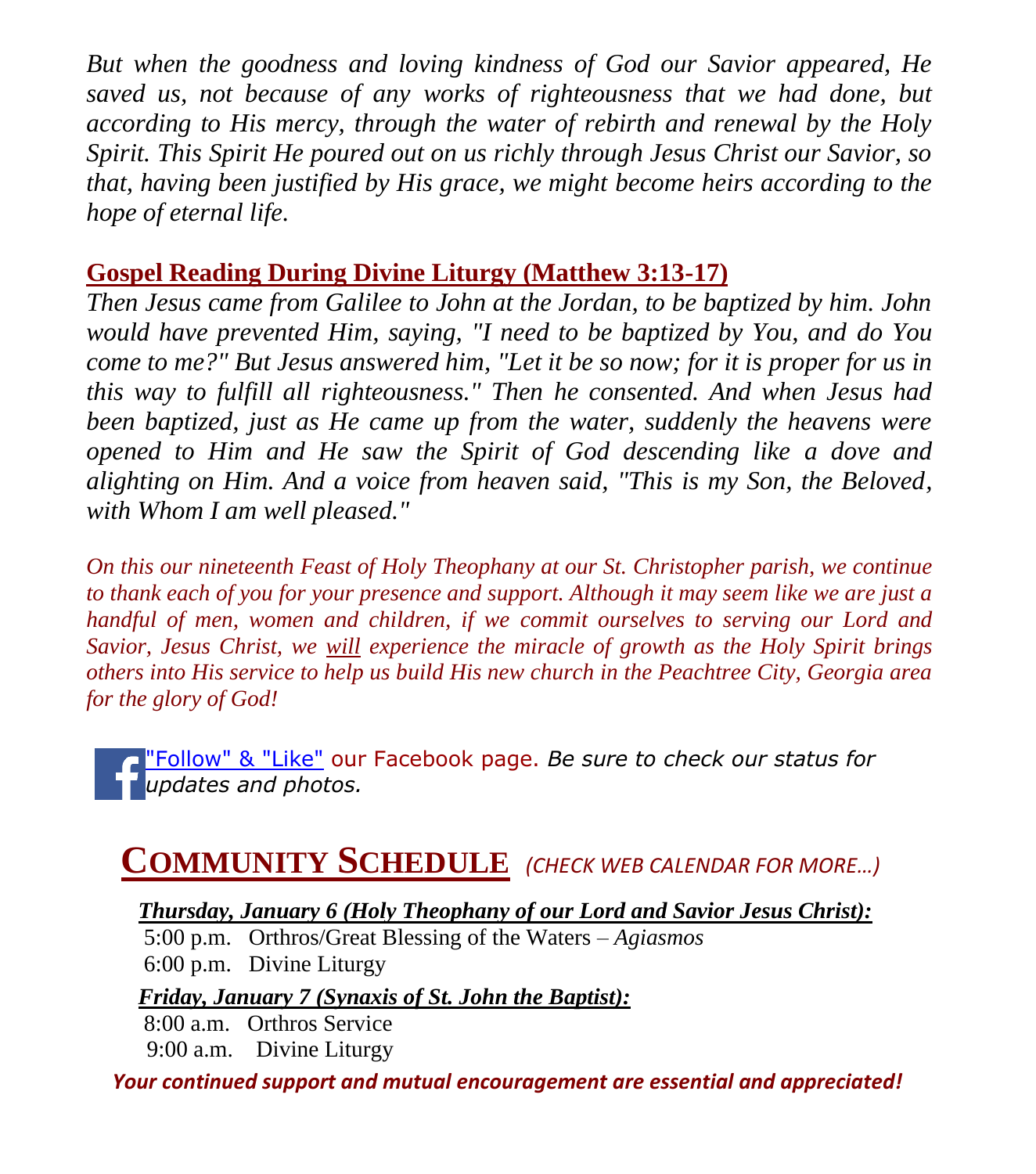*But when the goodness and loving kindness of God our Savior appeared, He saved us, not because of any works of righteousness that we had done, but according to His mercy, through the water of rebirth and renewal by the Holy Spirit. This Spirit He poured out on us richly through Jesus Christ our Savior, so that, having been justified by His grace, we might become heirs according to the hope of eternal life.*

**Gospel Reading During Divine Liturgy (Matthew 3:13-17)**

*Then Jesus came from Galilee to John at the Jordan, to be baptized by him. John would have prevented Him, saying, "I need to be baptized by You, and do You come to me?" But Jesus answered him, "Let it be so now; for it is proper for us in this way to fulfill all righteousness." Then he consented. And when Jesus had been baptized, just as He came up from the water, suddenly the heavens were opened to Him and He saw the Spirit of God descending like a dove and alighting on Him. And a voice from heaven said, "This is my Son, the Beloved, with Whom I am well pleased."*

*On this our nineteenth Feast of Holy Theophany at our St. Christopher parish, we continue to thank each of you for your presence and support. Although it may seem like we are just a handful of men, women and children, if we commit ourselves to serving our Lord and Savior, Jesus Christ, we will experience the miracle of growth as the Holy Spirit brings others into His service to help us build His new church in the Peachtree City, Georgia area for the glory of God!*

"Follow" & "Like" our Facebook page. *Be sure to check our status for updates and photos.*

## COMMUNITY SCHEDULE *(CHECK WEB CALENDAR FOR MORE…)*

***Thursday, January 6 (Holy Theophany of our Lord and Savior Jesus Christ):***

5:00 p.m. Orthros/Great Blessing of the Waters – *Agiasmos*
6:00 p.m. Divine Liturgy

***Friday, January 7 (Synaxis of St. John the Baptist):***

8:00 a.m. Orthros Service
9:00 a.m. Divine Liturgy

***Your continued support and mutual encouragement are essential and appreciated!***